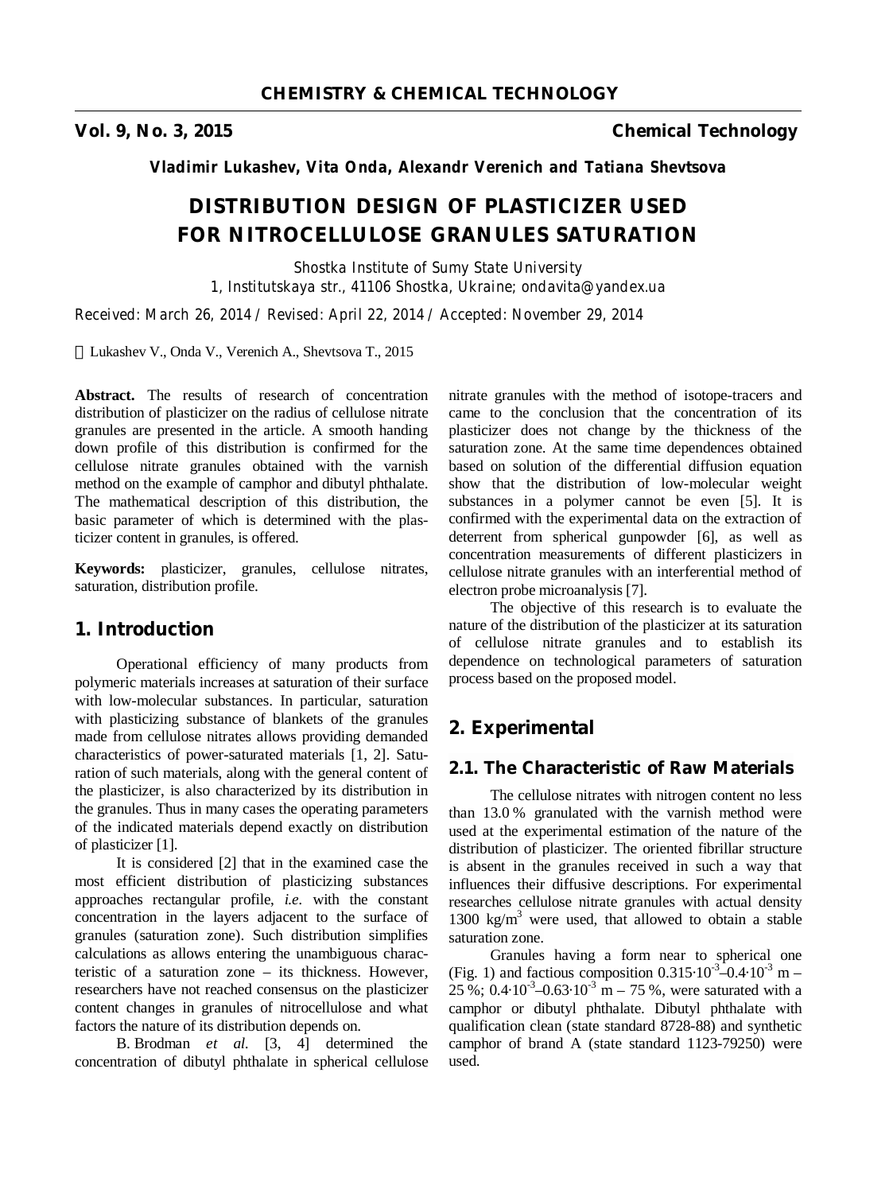**Vladimir Lukashev, Vita Onda, Alexandr Verenich and Tatiana Shevtsova**

# DISTRIBUTION DESIGN OF PLASTICIZER USED FOR NITROCELLULOSE GRANULES SATURATION

Shostka Institute of Sumy State University
1, Institutskaya str., 41106 Shostka, Ukraine; ondavita@yandex.ua

Received: March 26, 2014 / Revised: April 22, 2014 / Accepted: November 29, 2014

© Lukashev V., Onda V., Verenich A., Shevtsova T., 2015

**Abstract.** The results of research of concentration distribution of plasticizer on the radius of cellulose nitrate granules are presented in the article. A smooth handing down profile of this distribution is confirmed for the cellulose nitrate granules obtained with the varnish method on the example of camphor and dibutyl phthalate. The mathematical description of this distribution, the basic parameter of which is determined with the plasticizer content in granules, is offered.

**Keywords:** plasticizer, granules, cellulose nitrates, saturation, distribution profile.

## 1. Introduction

Operational efficiency of many products from polymeric materials increases at saturation of their surface with low-molecular substances. In particular, saturation with plasticizing substance of blankets of the granules made from cellulose nitrates allows providing demanded characteristics of power-saturated materials [1, 2]. Saturation of such materials, along with the general content of the plasticizer, is also characterized by its distribution in the granules. Thus in many cases the operating parameters of the indicated materials depend exactly on distribution of plasticizer [1].

It is considered [2] that in the examined case the most efficient distribution of plasticizing substances approaches rectangular profile, *i.e.* with the constant concentration in the layers adjacent to the surface of granules (saturation zone). Such distribution simplifies calculations as allows entering the unambiguous characteristic of a saturation zone – its thickness. However, researchers have not reached consensus on the plasticizer content changes in granules of nitrocellulose and what factors the nature of its distribution depends on.

B. Brodman *et al.* [3, 4] determined the concentration of dibutyl phthalate in spherical cellulose nitrate granules with the method of isotope-tracers and came to the conclusion that the concentration of its plasticizer does not change by the thickness of the saturation zone. At the same time dependences obtained based on solution of the differential diffusion equation show that the distribution of low-molecular weight substances in a polymer cannot be even [5]. It is confirmed with the experimental data on the extraction of deterrent from spherical gunpowder [6], as well as concentration measurements of different plasticizers in cellulose nitrate granules with an interferential method of electron probe microanalysis [7].

The objective of this research is to evaluate the nature of the distribution of the plasticizer at its saturation of cellulose nitrate granules and to establish its dependence on technological parameters of saturation process based on the proposed model.

## 2. Experimental

### 2.1. The Characteristic of Raw Materials

The cellulose nitrates with nitrogen content no less than 13.0 % granulated with the varnish method were used at the experimental estimation of the nature of the distribution of plasticizer. The oriented fibrillar structure is absent in the granules received in such a way that influences their diffusive descriptions. For experimental researches cellulose nitrate granules with actual density 1300 kg/m$^3$ were used, that allowed to obtain a stable saturation zone.

Granules having a form near to spherical one (Fig. 1) and factious composition $0.315\cdot10^{-3}$–$0.4\cdot10^{-3}$ m – 25 %; $0.4\cdot10^{-3}$–$0.63\cdot10^{-3}$ m – 75 %, were saturated with a camphor or dibutyl phthalate. Dibutyl phthalate with qualification clean (state standard 8728-88) and synthetic camphor of brand A (state standard 1123-79250) were used.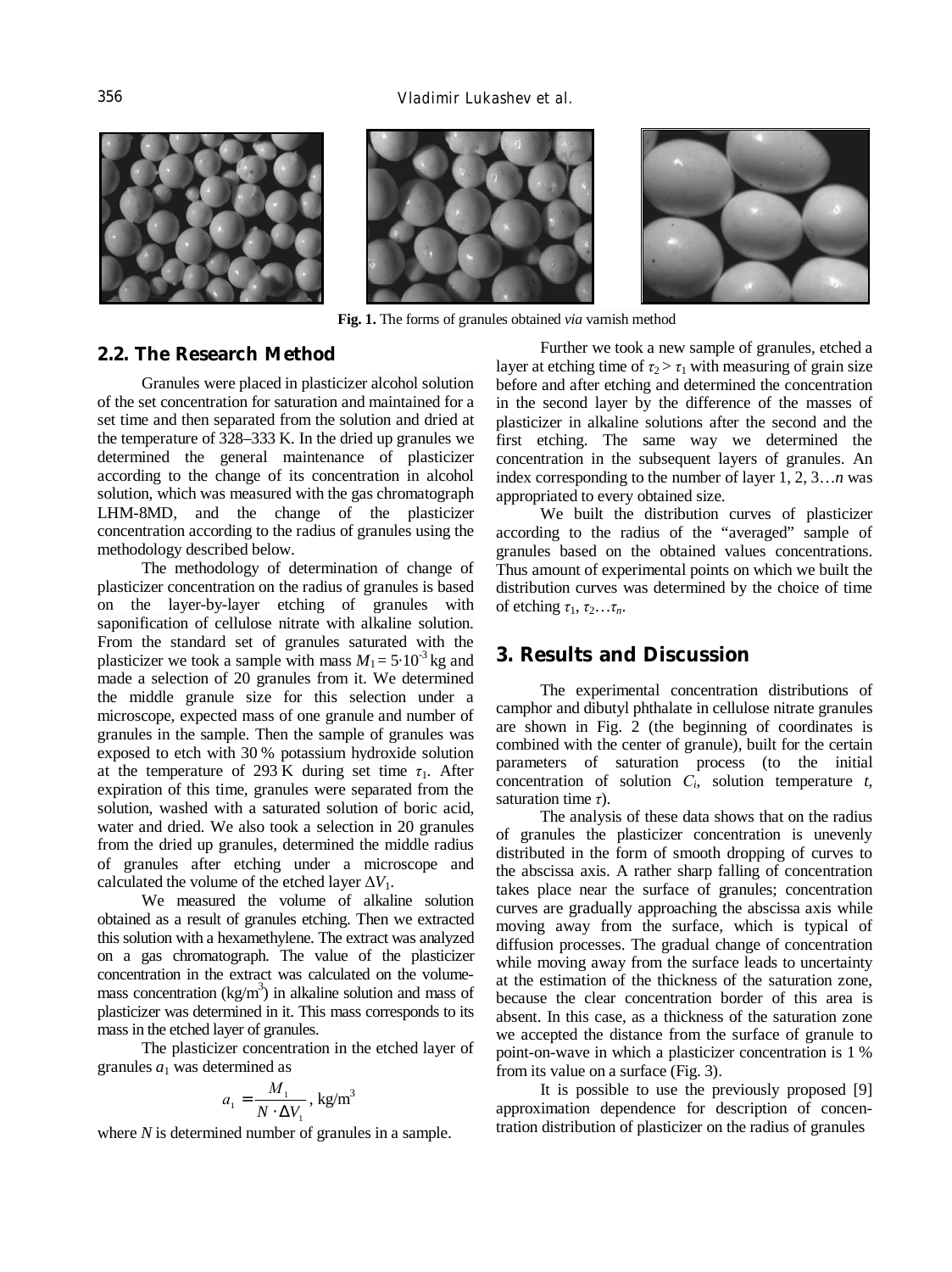Fig. 1. The forms of granules obtained *via* varnish method

## 2.2. The Research Method

Granules were placed in plasticizer alcohol solution of the set concentration for saturation and maintained for a set time and then separated from the solution and dried at the temperature of 328–333 K. In the dried up granules we determined the general maintenance of plasticizer according to the change of its concentration in alcohol solution, which was measured with the gas chromatograph LHM-8MD, and the change of the plasticizer concentration according to the radius of granules using the methodology described below.

The methodology of determination of change of plasticizer concentration on the radius of granules is based on the layer-by-layer etching of granules with saponification of cellulose nitrate with alkaline solution. From the standard set of granules saturated with the plasticizer we took a sample with mass $M_1 = 5 \cdot 10^{-3}$ kg and made a selection of 20 granules from it. We determined the middle granule size for this selection under a microscope, expected mass of one granule and number of granules in the sample. Then the sample of granules was exposed to etch with 30 % potassium hydroxide solution at the temperature of 293 K during set time $\tau_1$. After expiration of this time, granules were separated from the solution, washed with a saturated solution of boric acid, water and dried. We also took a selection in 20 granules from the dried up granules, determined the middle radius of granules after etching under a microscope and calculated the volume of the etched layer $\Delta V_1$.

We measured the volume of alkaline solution obtained as a result of granules etching. Then we extracted this solution with a hexamethylene. The extract was analyzed on a gas chromatograph. The value of the plasticizer concentration in the extract was calculated on the volume-mass concentration (kg/m$^3$) in alkaline solution and mass of plasticizer was determined in it. This mass corresponds to its mass in the etched layer of granules.

The plasticizer concentration in the etched layer of granules $a_1$ was determined as

$$a_1 = \frac{M_1}{N \cdot \Delta V_1}, \text{ kg/m}^3$$

where $N$ is determined number of granules in a sample.

Further we took a new sample of granules, etched a layer at etching time of $\tau_2 > \tau_1$ with measuring of grain size before and after etching and determined the concentration in the second layer by the difference of the masses of plasticizer in alkaline solutions after the second and the first etching. The same way we determined the concentration in the subsequent layers of granules. An index corresponding to the number of layer 1, 2, 3…*n* was appropriated to every obtained size.

We built the distribution curves of plasticizer according to the radius of the "averaged" sample of granules based on the obtained values concentrations. Thus amount of experimental points on which we built the distribution curves was determined by the choice of time of etching $\tau_1, \tau_2 \ldots \tau_n$.

## 3. Results and Discussion

The experimental concentration distributions of camphor and dibutyl phthalate in cellulose nitrate granules are shown in Fig. 2 (the beginning of coordinates is combined with the center of granule), built for the certain parameters of saturation process (to the initial concentration of solution $C_i$, solution temperature $t$, saturation time $\tau$).

The analysis of these data shows that on the radius of granules the plasticizer concentration is unevenly distributed in the form of smooth dropping of curves to the abscissa axis. A rather sharp falling of concentration takes place near the surface of granules; concentration curves are gradually approaching the abscissa axis while moving away from the surface, which is typical of diffusion processes. The gradual change of concentration while moving away from the surface leads to uncertainty at the estimation of the thickness of the saturation zone, because the clear concentration border of this area is absent. In this case, as a thickness of the saturation zone we accepted the distance from the surface of granule to point-on-wave in which a plasticizer concentration is 1 % from its value on a surface (Fig. 3).

It is possible to use the previously proposed [9] approximation dependence for description of concentration distribution of plasticizer on the radius of granules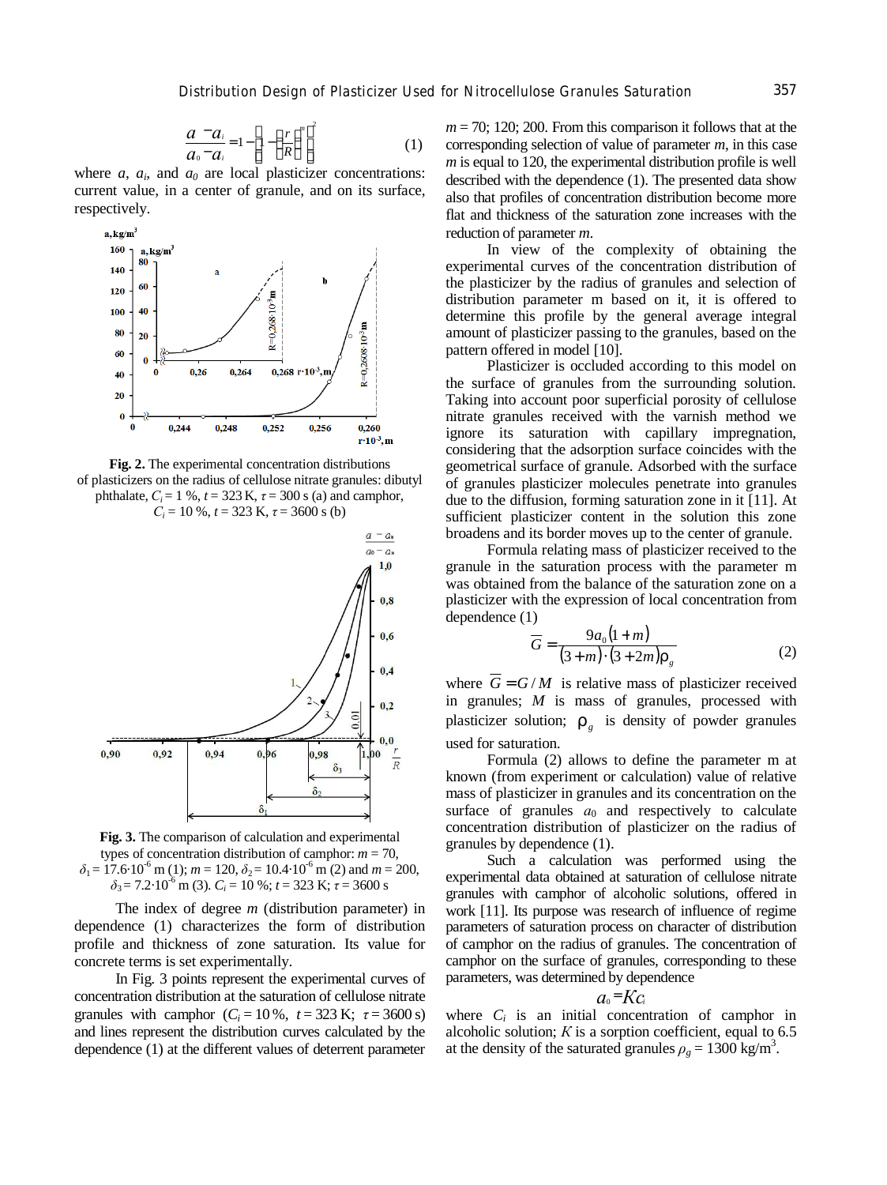$$\frac{a - a_i}{a_0 - a_i} = 1 - \left(1 - \left(\frac{r}{R}\right)^m\right)^2 \qquad (1)$$

where $a$, $a_i$, and $a_0$ are local plasticizer concentrations: current value, in a center of granule, and on its surface, respectively.

**Fig. 2.** The experimental concentration distributions of plasticizers on the radius of cellulose nitrate granules: dibutyl phthalate, $C_i = 1$ %, $t = 323$ K, $\tau = 300$ s (a) and camphor, $C_i = 10$ %, $t = 323$ K, $\tau = 3600$ s (b)

**Fig. 3.** The comparison of calculation and experimental types of concentration distribution of camphor: $m = 70$, $\delta_1 = 17.6 \cdot 10^{-6}$ m (1); $m = 120$, $\delta_2 = 10.4 \cdot 10^{-6}$ m (2) and $m = 200$, $\delta_3 = 7.2 \cdot 10^{-6}$ m (3). $C_i = 10$ %; $t = 323$ K; $\tau = 3600$ s

The index of degree $m$ (distribution parameter) in dependence (1) characterizes the form of distribution profile and thickness of zone saturation. Its value for concrete terms is set experimentally.

In Fig. 3 points represent the experimental curves of concentration distribution at the saturation of cellulose nitrate granules with camphor ($C_i = 10$ %, $t = 323$ K; $\tau = 3600$ s) and lines represent the distribution curves calculated by the dependence (1) at the different values of deterrent parameter $m = 70$; 120; 200. From this comparison it follows that at the corresponding selection of value of parameter $m$, in this case $m$ is equal to 120, the experimental distribution profile is well described with the dependence (1). The presented data show also that profiles of concentration distribution become more flat and thickness of the saturation zone increases with the reduction of parameter $m$.

In view of the complexity of obtaining the experimental curves of the concentration distribution of the plasticizer by the radius of granules and selection of distribution parameter m based on it, it is offered to determine this profile by the general average integral amount of plasticizer passing to the granules, based on the pattern offered in model [10].

Plasticizer is occluded according to this model on the surface of granules from the surrounding solution. Taking into account poor superficial porosity of cellulose nitrate granules received with the varnish method we ignore its saturation with capillary impregnation, considering that the adsorption surface coincides with the geometrical surface of granule. Adsorbed with the surface of granules plasticizer molecules penetrate into granules due to the diffusion, forming saturation zone in it [11]. At sufficient plasticizer content in the solution this zone broadens and its border moves up to the center of granule.

Formula relating mass of plasticizer received to the granule in the saturation process with the parameter m was obtained from the balance of the saturation zone on a plasticizer with the expression of local concentration from dependence (1)

$$\overline{G} = \frac{9a_0(1+m)}{(3+m)\cdot(3+2m)\rho_g} \qquad (2)$$

where $\overline{G} = G/M$ is relative mass of plasticizer received in granules; $M$ is mass of granules, processed with plasticizer solution; $\rho_g$ is density of powder granules used for saturation.

Formula (2) allows to define the parameter m at known (from experiment or calculation) value of relative mass of plasticizer in granules and its concentration on the surface of granules $a_0$ and respectively to calculate concentration distribution of plasticizer on the radius of granules by dependence (1).

Such a calculation was performed using the experimental data obtained at saturation of cellulose nitrate granules with camphor of alcoholic solutions, offered in work [11]. Its purpose was research of influence of regime parameters of saturation process on character of distribution of camphor on the radius of granules. The concentration of camphor on the surface of granules, corresponding to these parameters, was determined by dependence

$$a_0 = Kc_i$$

where $C_i$ is an initial concentration of camphor in alcoholic solution; $K$ is a sorption coefficient, equal to 6.5 at the density of the saturated granules $\rho_g = 1300$ kg/m$^3$.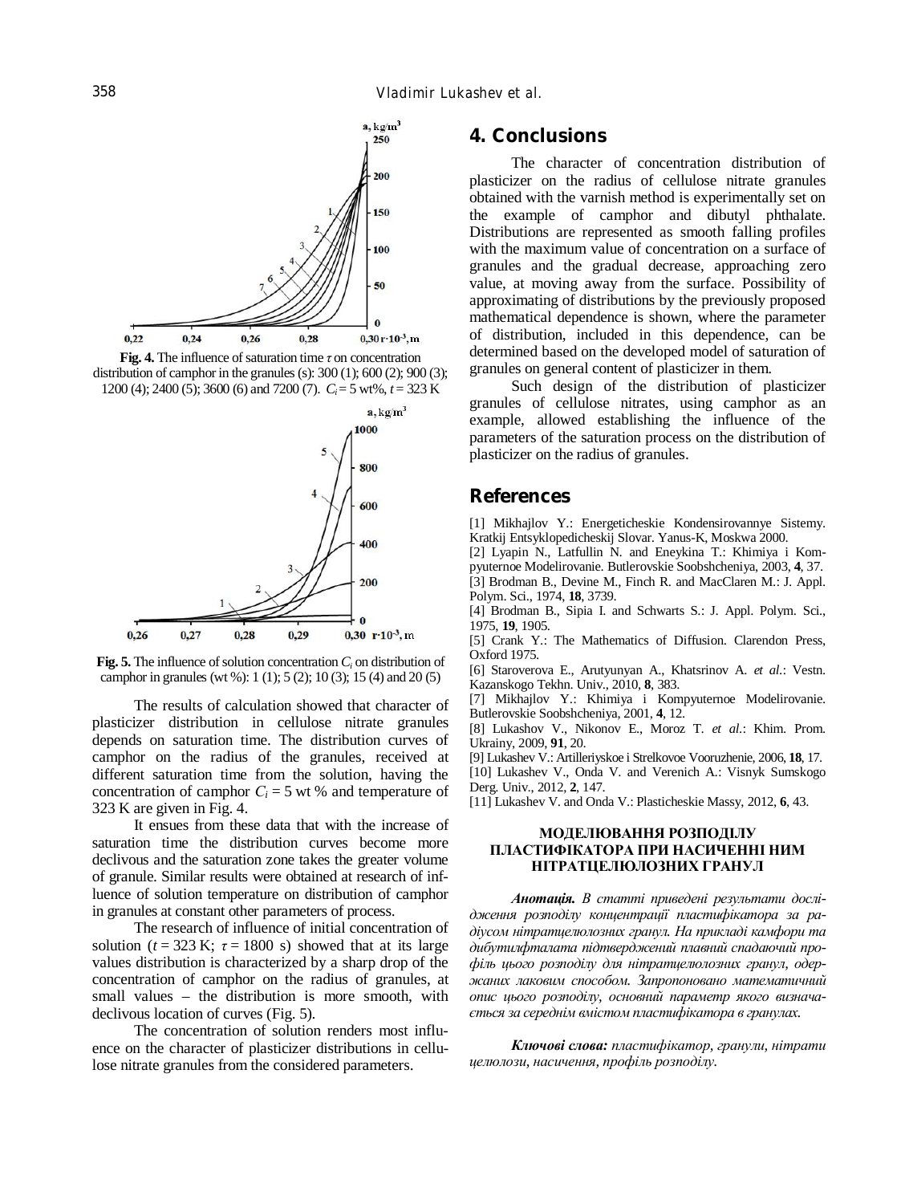a, kg/m$^3$
250
200
150
100
50
0
0,22 0,24 0,26 0,28 0,30 r·10$^{-3}$, m
1 2 3 4 5 6 7

**Fig. 4.** The influence of saturation time $\tau$ on concentration distribution of camphor in the granules (s): 300 (1); 600 (2); 900 (3); 1200 (4); 2400 (5); 3600 (6) and 7200 (7). $C_i$ = 5 wt%, $t$ = 323 K

a, kg/m$^3$
1000
800
600
400
200
0
0,26 0,27 0,28 0,29 0,30 r·10$^{-3}$, m
1 2 3 4 5

**Fig. 5.** The influence of solution concentration $C_i$ on distribution of camphor in granules (wt %): 1 (1); 5 (2); 10 (3); 15 (4) and 20 (5)

The results of calculation showed that character of plasticizer distribution in cellulose nitrate granules depends on saturation time. The distribution curves of camphor on the radius of the granules, received at different saturation time from the solution, having the concentration of camphor $C_i$ = 5 wt % and temperature of 323 K are given in Fig. 4.

It ensues from these data that with the increase of saturation time the distribution curves become more declivous and the saturation zone takes the greater volume of granule. Similar results were obtained at research of influence of solution temperature on distribution of camphor in granules at constant other parameters of process.

The research of influence of initial concentration of solution ($t$ = 323 K; $\tau$ = 1800 s) showed that at its large values distribution is characterized by a sharp drop of the concentration of camphor on the radius of granules, at small values – the distribution is more smooth, with declivous location of curves (Fig. 5).

The concentration of solution renders most influence on the character of plasticizer distributions in cellulose nitrate granules from the considered parameters.

## 4. Conclusions

The character of concentration distribution of plasticizer on the radius of cellulose nitrate granules obtained with the varnish method is experimentally set on the example of camphor and dibutyl phthalate. Distributions are represented as smooth falling profiles with the maximum value of concentration on a surface of granules and the gradual decrease, approaching zero value, at moving away from the surface. Possibility of approximating of distributions by the previously proposed mathematical dependence is shown, where the parameter of distribution, included in this dependence, can be determined based on the developed model of saturation of granules on general content of plasticizer in them.

Such design of the distribution of plasticizer granules of cellulose nitrates, using camphor as an example, allowed establishing the influence of the parameters of the saturation process on the distribution of plasticizer on the radius of granules.

## References

[1] Mikhajlov Y.: Energeticheskie Kondensirovannye Sistemy. Kratkij Entsyklopedicheskij Slovar. Yanus-K, Moskwa 2000.
[2] Lyapin N., Latfullin N. and Eneykina T.: Khimiya i Kompyuternoe Modelirovanie. Butlerovskie Soobshcheniya, 2003, **4**, 37.
[3] Brodman B., Devine M., Finch R. and MacClaren M.: J. Appl. Polym. Sci., 1974, **18**, 3739.
[4] Brodman B., Sipia I. and Schwarts S.: J. Appl. Polym. Sci., 1975, **19**, 1905.
[5] Crank Y.: The Mathematics of Diffusion. Clarendon Press, Oxford 1975.
[6] Staroverova E., Arutyunyan A., Khatsrinov A. *et al.*: Vestn. Kazanskogo Tekhn. Univ., 2010, **8**, 383.
[7] Mikhajlov Y.: Khimiya i Kompyuternoe Modelirovanie. Butlerovskie Soobshcheniya, 2001, **4**, 12.
[8] Lukashov V., Nikonov E., Moroz T. *et al.*: Khim. Prom. Ukrainy, 2009, **91**, 20.
[9] Lukashev V.: Artilleriyskoe i Strelkovoe Vooruzhenie, 2006, **18**, 17.
[10] Lukashev V., Onda V. and Verenich A.: Visnyk Sumskogo Derg. Univ., 2012, **2**, 147.
[11] Lukashev V. and Onda V.: Plasticheskie Massy, 2012, **6**, 43.

### МОДЕЛЮВАННЯ РОЗПОДІЛУ ПЛАСТИФІКАТОРА ПРИ НАСИЧЕННІ НИМ НІТРАТЦЕЛЮЛОЗНИХ ГРАНУЛ

***Анотація.*** *В статті приведені результати дослідження розподілу концентрації пластифікатора за радіусом нітратцелюлозних гранул. На прикладі камфори та дибутилфталата підтверджений плавний спадаючий профіль цього розподілу для нітратцелюлозних гранул, одержаних лаковим способом. Запропоновано математичний опис цього розподілу, основний параметр якого визначається за середнім вмістом пластифікатора в гранулах.*

***Ключові слова:*** *пластифікатор, гранули, нітрати целюлози, насичення, профіль розподілу.*